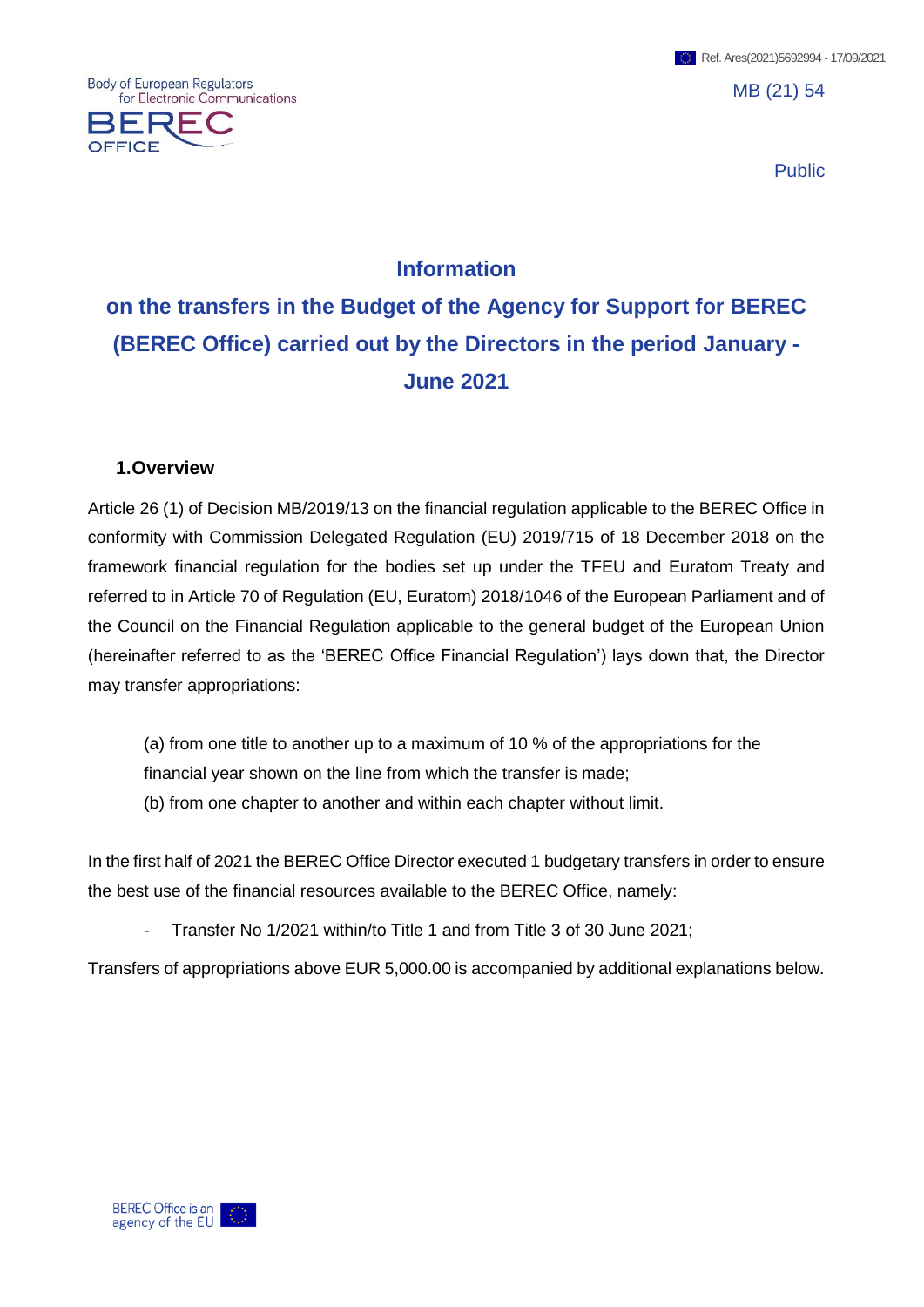MB (21) 54

Public

# Information

# on the transfers in the Budget of the Agency for Support for BEREC (BEREC Office) carried out by the Directors in the period January - June 2021

## 1.Overview

Article 26 (1) of Decision MB/2019/13 on the financial regulation applicable to the BEREC Office in conformity with Commission Delegated Regulation (EU) 2019/715 of 18 December 2018 on the framework financial regulation for the bodies set up under the TFEU and Euratom Treaty and referred to in Article 70 of Regulation (EU, Euratom) 2018/1046 of the European Parliament and of the Council on the Financial Regulation applicable to the general budget of the European Union (hereinafter referred to as the 'BEREC Office Financial Regulation') lays down that, the Director may transfer appropriations:

(a) from one title to another up to a maximum of 10 % of the appropriations for the financial year shown on the line from which the transfer is made;
(b) from one chapter to another and within each chapter without limit.

In the first half of 2021 the BEREC Office Director executed 1 budgetary transfers in order to ensure the best use of the financial resources available to the BEREC Office, namely:

- Transfer No 1/2021 within/to Title 1 and from Title 3 of 30 June 2021;

Transfers of appropriations above EUR 5,000.00 is accompanied by additional explanations below.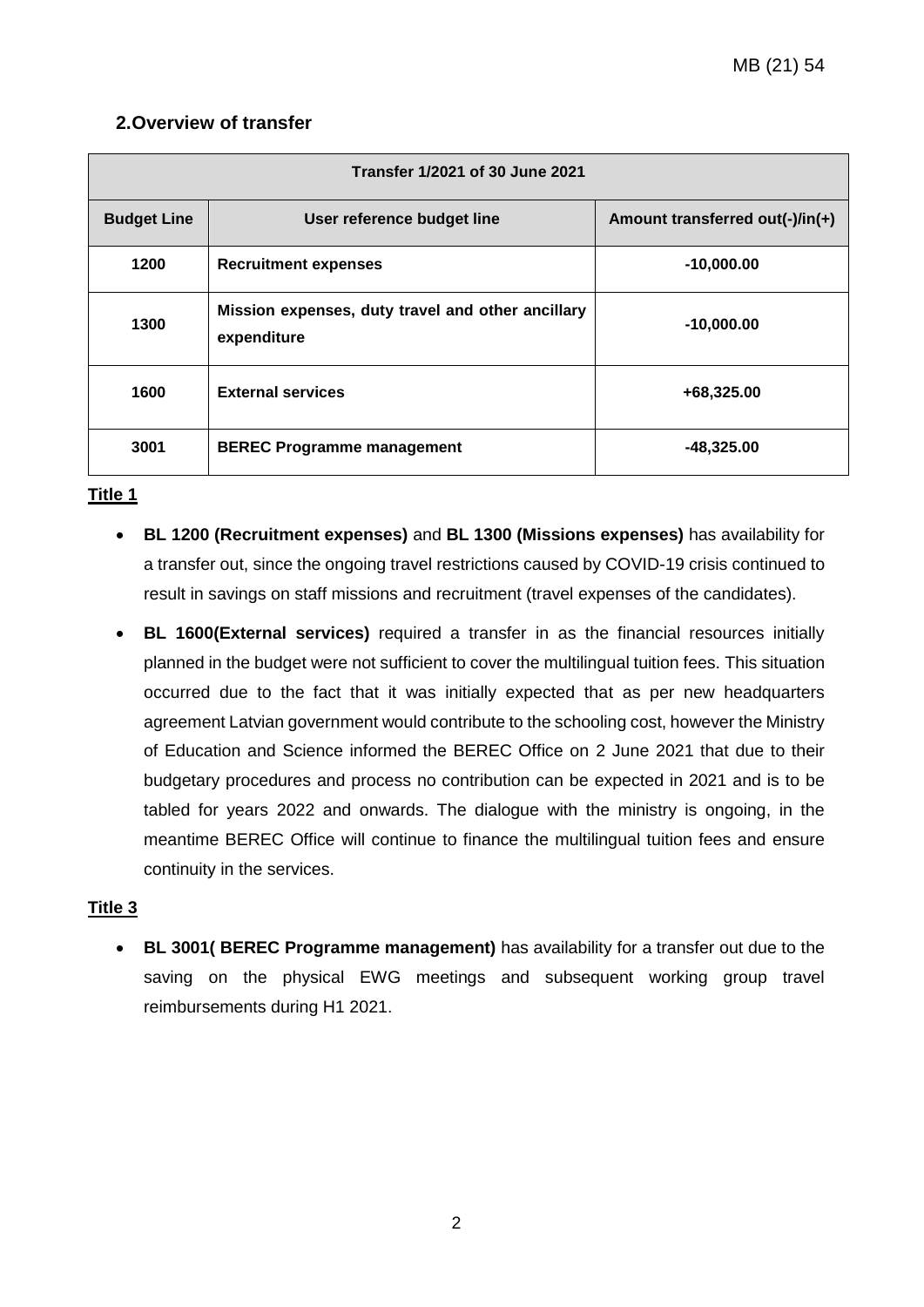## 2. Overview of transfer

| Transfer 1/2021 of 30 June 2021 | | |
|---|---|---|
| **Budget Line** | **User reference budget line** | **Amount transferred out(-)/in(+)** |
| **1200** | **Recruitment expenses** | **-10,000.00** |
| **1300** | **Mission expenses, duty travel and other ancillary expenditure** | **-10,000.00** |
| **1600** | **External services** | **+68,325.00** |
| **3001** | **BEREC Programme management** | **-48,325.00** |

**Title 1**

- **BL 1200 (Recruitment expenses)** and **BL 1300 (Missions expenses)** has availability for a transfer out, since the ongoing travel restrictions caused by COVID-19 crisis continued to result in savings on staff missions and recruitment (travel expenses of the candidates).
- **BL 1600(External services)** required a transfer in as the financial resources initially planned in the budget were not sufficient to cover the multilingual tuition fees. This situation occurred due to the fact that it was initially expected that as per new headquarters agreement Latvian government would contribute to the schooling cost, however the Ministry of Education and Science informed the BEREC Office on 2 June 2021 that due to their budgetary procedures and process no contribution can be expected in 2021 and is to be tabled for years 2022 and onwards. The dialogue with the ministry is ongoing, in the meantime BEREC Office will continue to finance the multilingual tuition fees and ensure continuity in the services.

**Title 3**

- **BL 3001( BEREC Programme management)** has availability for a transfer out due to the saving on the physical EWG meetings and subsequent working group travel reimbursements during H1 2021.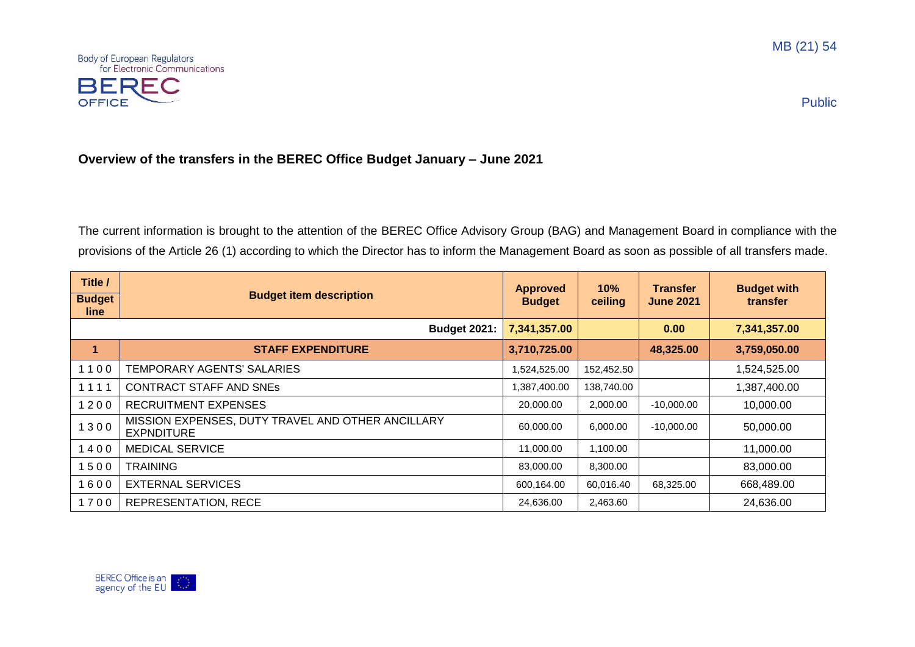## Overview of the transfers in the BEREC Office Budget January – June 2021

The current information is brought to the attention of the BEREC Office Advisory Group (BAG) and Management Board in compliance with the provisions of the Article 26 (1) according to which the Director has to inform the Management Board as soon as possible of all transfers made.

| Title / Budget line | Budget item description | Approved Budget | 10% ceiling | Transfer June 2021 | Budget with transfer |
|---|---|---|---|---|---|
| | **Budget 2021:** | **7,341,357.00** | | **0.00** | **7,341,357.00** |
| **1** | **STAFF EXPENDITURE** | **3,710,725.00** | | **48,325.00** | **3,759,050.00** |
| 1100 | TEMPORARY AGENTS' SALARIES | 1,524,525.00 | 152,452.50 | | 1,524,525.00 |
| 1111 | CONTRACT STAFF AND SNEs | 1,387,400.00 | 138,740.00 | | 1,387,400.00 |
| 1200 | RECRUITMENT EXPENSES | 20,000.00 | 2,000.00 | -10,000.00 | 10,000.00 |
| 1300 | MISSION EXPENSES, DUTY TRAVEL AND OTHER ANCILLARY EXPNDITURE | 60,000.00 | 6,000.00 | -10,000.00 | 50,000.00 |
| 1400 | MEDICAL SERVICE | 11,000.00 | 1,100.00 | | 11,000.00 |
| 1500 | TRAINING | 83,000.00 | 8,300.00 | | 83,000.00 |
| 1600 | EXTERNAL SERVICES | 600,164.00 | 60,016.40 | 68,325.00 | 668,489.00 |
| 1700 | REPRESENTATION, RECE | 24,636.00 | 2,463.60 | | 24,636.00 |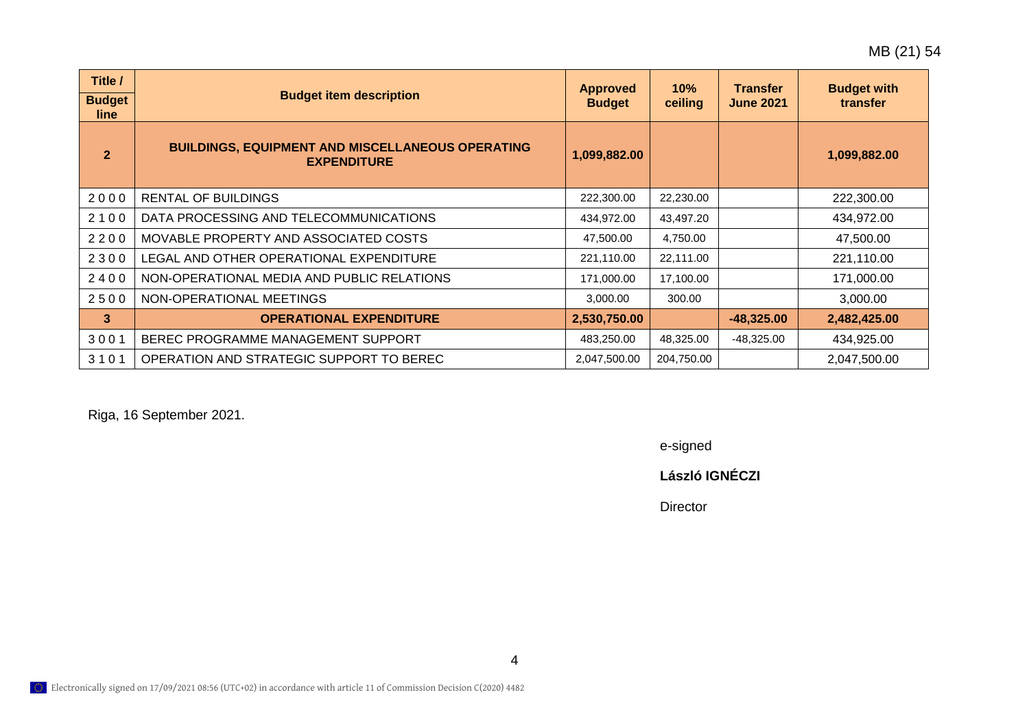| Title / Budget line | Budget item description | Approved Budget | 10% ceiling | Transfer June 2021 | Budget with transfer |
|---|---|---|---|---|---|
| **2** | **BUILDINGS, EQUIPMENT AND MISCELLANEOUS OPERATING EXPENDITURE** | **1,099,882.00** | | | **1,099,882.00** |
| 2 0 0 0 | RENTAL OF BUILDINGS | 222,300.00 | 22,230.00 | | 222,300.00 |
| 2 1 0 0 | DATA PROCESSING AND TELECOMMUNICATIONS | 434,972.00 | 43,497.20 | | 434,972.00 |
| 2 2 0 0 | MOVABLE PROPERTY AND ASSOCIATED COSTS | 47,500.00 | 4,750.00 | | 47,500.00 |
| 2 3 0 0 | LEGAL AND OTHER OPERATIONAL EXPENDITURE | 221,110.00 | 22,111.00 | | 221,110.00 |
| 2 4 0 0 | NON-OPERATIONAL MEDIA AND PUBLIC RELATIONS | 171,000.00 | 17,100.00 | | 171,000.00 |
| 2 5 0 0 | NON-OPERATIONAL MEETINGS | 3,000.00 | 300.00 | | 3,000.00 |
| **3** | **OPERATIONAL EXPENDITURE** | **2,530,750.00** | | **-48,325.00** | **2,482,425.00** |
| 3 0 0 1 | BEREC PROGRAMME MANAGEMENT SUPPORT | 483,250.00 | 48,325.00 | -48,325.00 | 434,925.00 |
| 3 1 0 1 | OPERATION AND STRATEGIC SUPPORT TO BEREC | 2,047,500.00 | 204,750.00 | | 2,047,500.00 |

Riga, 16 September 2021.

e-signed

**László IGNÉCZI**

Director

Electronically signed on 17/09/2021 08:56 (UTC+02) in accordance with article 11 of Commission Decision C(2020) 4482